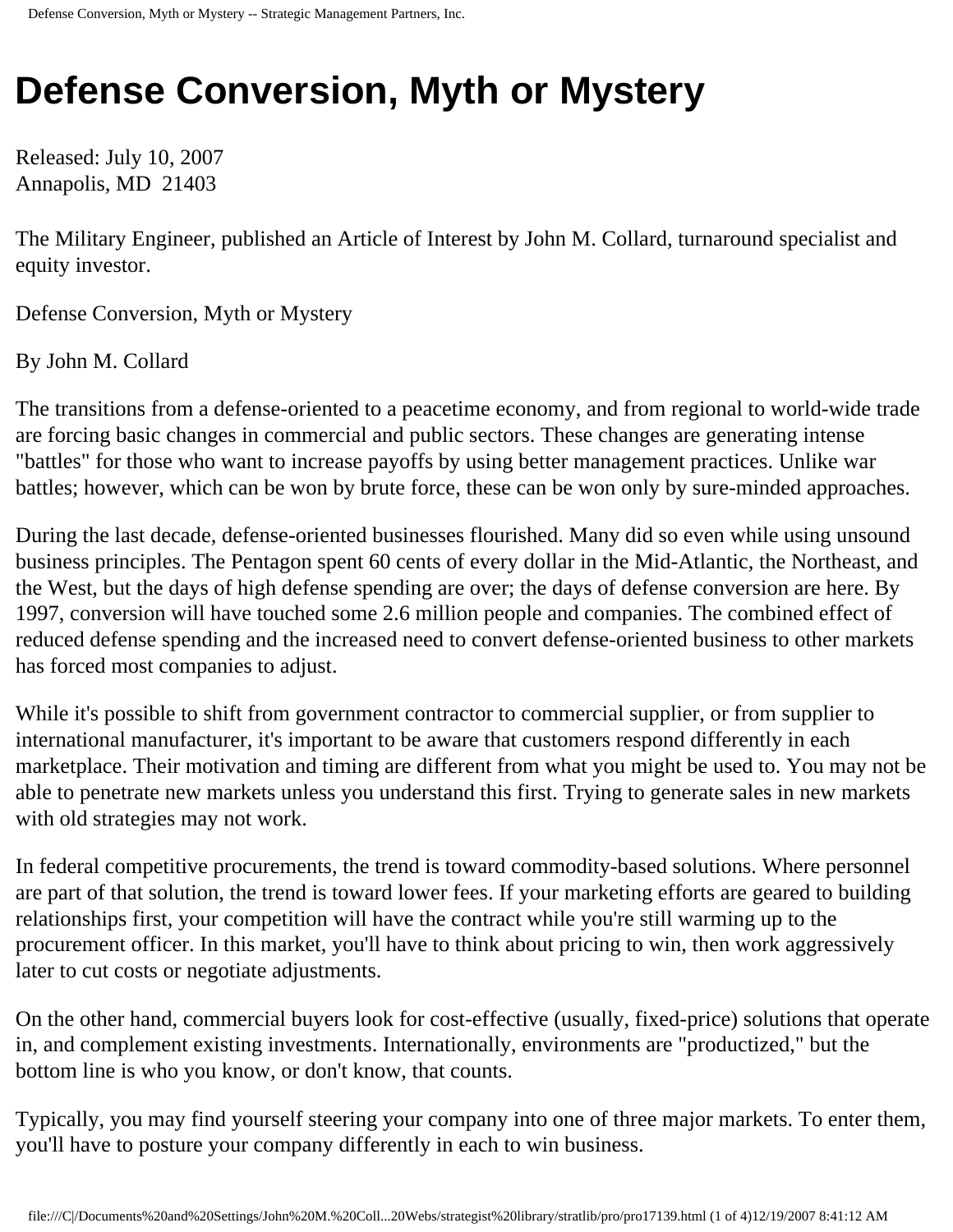# Defense Conversion, Myth or Mystery

Released: July 10, 2007
Annapolis, MD 21403

The Military Engineer, published an Article of Interest by John M. Collard, turnaround specialist and equity investor.

Defense Conversion, Myth or Mystery

By John M. Collard

The transitions from a defense-oriented to a peacetime economy, and from regional to world-wide trade are forcing basic changes in commercial and public sectors. These changes are generating intense "battles" for those who want to increase payoffs by using better management practices. Unlike war battles; however, which can be won by brute force, these can be won only by sure-minded approaches.

During the last decade, defense-oriented businesses flourished. Many did so even while using unsound business principles. The Pentagon spent 60 cents of every dollar in the Mid-Atlantic, the Northeast, and the West, but the days of high defense spending are over; the days of defense conversion are here. By 1997, conversion will have touched some 2.6 million people and companies. The combined effect of reduced defense spending and the increased need to convert defense-oriented business to other markets has forced most companies to adjust.

While it's possible to shift from government contractor to commercial supplier, or from supplier to international manufacturer, it's important to be aware that customers respond differently in each marketplace. Their motivation and timing are different from what you might be used to. You may not be able to penetrate new markets unless you understand this first. Trying to generate sales in new markets with old strategies may not work.

In federal competitive procurements, the trend is toward commodity-based solutions. Where personnel are part of that solution, the trend is toward lower fees. If your marketing efforts are geared to building relationships first, your competition will have the contract while you're still warming up to the procurement officer. In this market, you'll have to think about pricing to win, then work aggressively later to cut costs or negotiate adjustments.

On the other hand, commercial buyers look for cost-effective (usually, fixed-price) solutions that operate in, and complement existing investments. Internationally, environments are "productized," but the bottom line is who you know, or don't know, that counts.

Typically, you may find yourself steering your company into one of three major markets. To enter them, you'll have to posture your company differently in each to win business.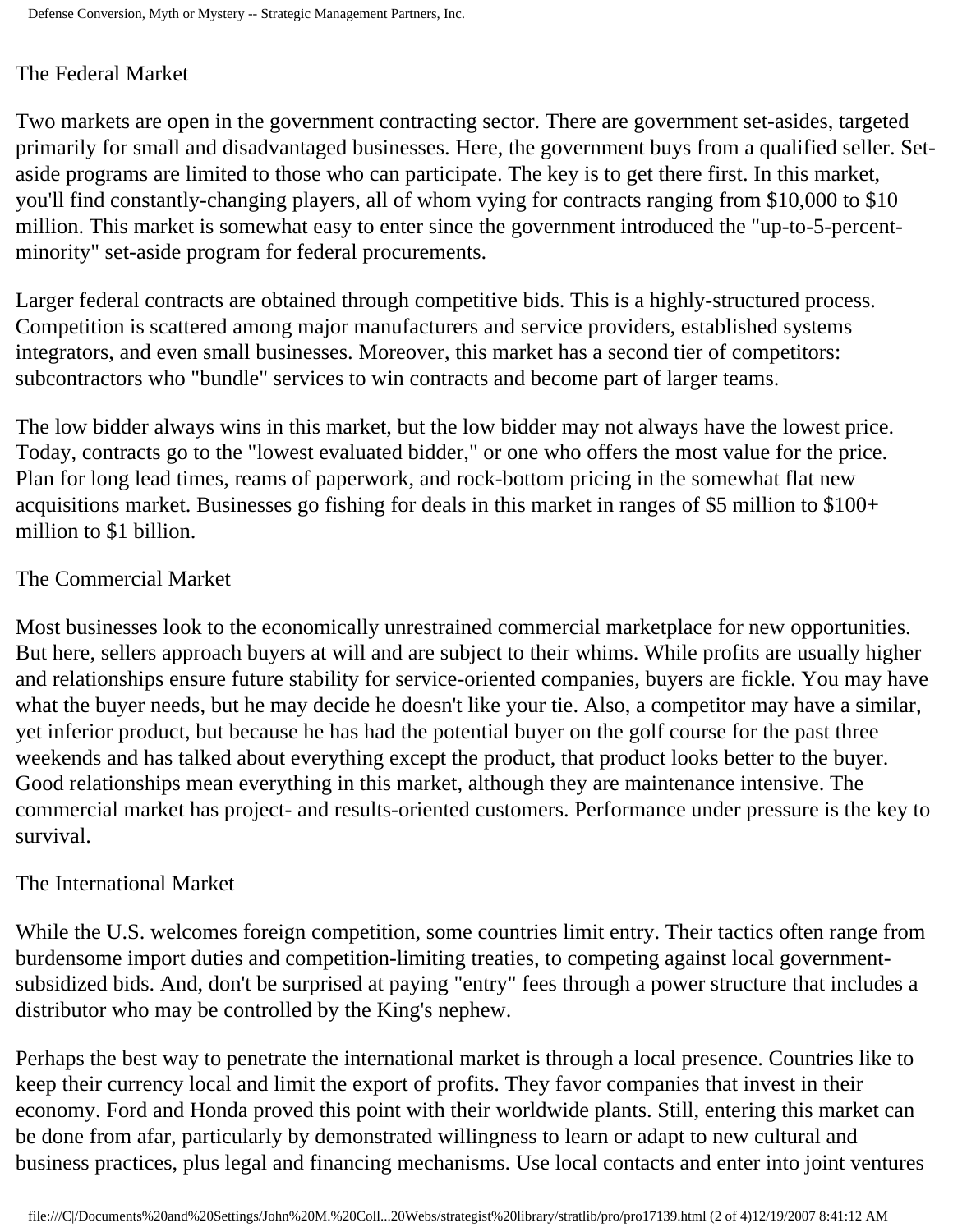## The Federal Market

Two markets are open in the government contracting sector. There are government set-asides, targeted primarily for small and disadvantaged businesses. Here, the government buys from a qualified seller. Set-aside programs are limited to those who can participate. The key is to get there first. In this market, you'll find constantly-changing players, all of whom vying for contracts ranging from $10,000 to $10 million. This market is somewhat easy to enter since the government introduced the "up-to-5-percent-minority" set-aside program for federal procurements.

Larger federal contracts are obtained through competitive bids. This is a highly-structured process. Competition is scattered among major manufacturers and service providers, established systems integrators, and even small businesses. Moreover, this market has a second tier of competitors: subcontractors who "bundle" services to win contracts and become part of larger teams.

The low bidder always wins in this market, but the low bidder may not always have the lowest price. Today, contracts go to the "lowest evaluated bidder," or one who offers the most value for the price. Plan for long lead times, reams of paperwork, and rock-bottom pricing in the somewhat flat new acquisitions market. Businesses go fishing for deals in this market in ranges of $5 million to $100+ million to $1 billion.

## The Commercial Market

Most businesses look to the economically unrestrained commercial marketplace for new opportunities. But here, sellers approach buyers at will and are subject to their whims. While profits are usually higher and relationships ensure future stability for service-oriented companies, buyers are fickle. You may have what the buyer needs, but he may decide he doesn't like your tie. Also, a competitor may have a similar, yet inferior product, but because he has had the potential buyer on the golf course for the past three weekends and has talked about everything except the product, that product looks better to the buyer. Good relationships mean everything in this market, although they are maintenance intensive. The commercial market has project- and results-oriented customers. Performance under pressure is the key to survival.

## The International Market

While the U.S. welcomes foreign competition, some countries limit entry. Their tactics often range from burdensome import duties and competition-limiting treaties, to competing against local government-subsidized bids. And, don't be surprised at paying "entry" fees through a power structure that includes a distributor who may be controlled by the King's nephew.

Perhaps the best way to penetrate the international market is through a local presence. Countries like to keep their currency local and limit the export of profits. They favor companies that invest in their economy. Ford and Honda proved this point with their worldwide plants. Still, entering this market can be done from afar, particularly by demonstrated willingness to learn or adapt to new cultural and business practices, plus legal and financing mechanisms. Use local contacts and enter into joint ventures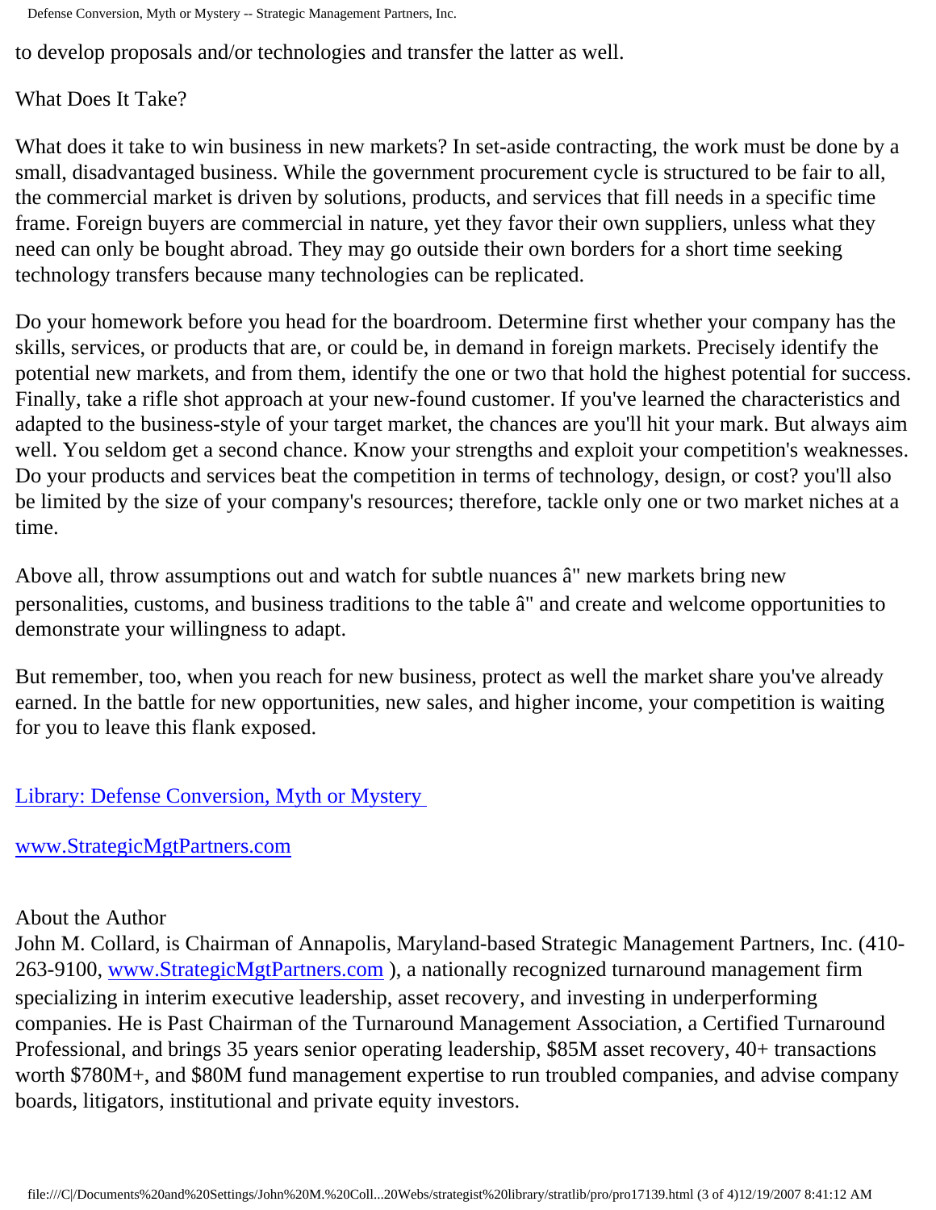to develop proposals and/or technologies and transfer the latter as well.

What Does It Take?

What does it take to win business in new markets? In set-aside contracting, the work must be done by a small, disadvantaged business. While the government procurement cycle is structured to be fair to all, the commercial market is driven by solutions, products, and services that fill needs in a specific time frame. Foreign buyers are commercial in nature, yet they favor their own suppliers, unless what they need can only be bought abroad. They may go outside their own borders for a short time seeking technology transfers because many technologies can be replicated.

Do your homework before you head for the boardroom. Determine first whether your company has the skills, services, or products that are, or could be, in demand in foreign markets. Precisely identify the potential new markets, and from them, identify the one or two that hold the highest potential for success. Finally, take a rifle shot approach at your new-found customer. If you've learned the characteristics and adapted to the business-style of your target market, the chances are you'll hit your mark. But always aim well. You seldom get a second chance. Know your strengths and exploit your competition's weaknesses. Do your products and services beat the competition in terms of technology, design, or cost? you'll also be limited by the size of your company's resources; therefore, tackle only one or two market niches at a time.

Above all, throw assumptions out and watch for subtle nuances â" new markets bring new personalities, customs, and business traditions to the table â" and create and welcome opportunities to demonstrate your willingness to adapt.

But remember, too, when you reach for new business, protect as well the market share you've already earned. In the battle for new opportunities, new sales, and higher income, your competition is waiting for you to leave this flank exposed.

[Library: Defense Conversion, Myth or Mystery](#)

[www.StrategicMgtPartners.com](http://www.StrategicMgtPartners.com)

About the Author
John M. Collard, is Chairman of Annapolis, Maryland-based Strategic Management Partners, Inc. (410-263-9100, [www.StrategicMgtPartners.com](http://www.StrategicMgtPartners.com) ), a nationally recognized turnaround management firm specializing in interim executive leadership, asset recovery, and investing in underperforming companies. He is Past Chairman of the Turnaround Management Association, a Certified Turnaround Professional, and brings 35 years senior operating leadership, $85M asset recovery, 40+ transactions worth $780M+, and $80M fund management expertise to run troubled companies, and advise company boards, litigators, institutional and private equity investors.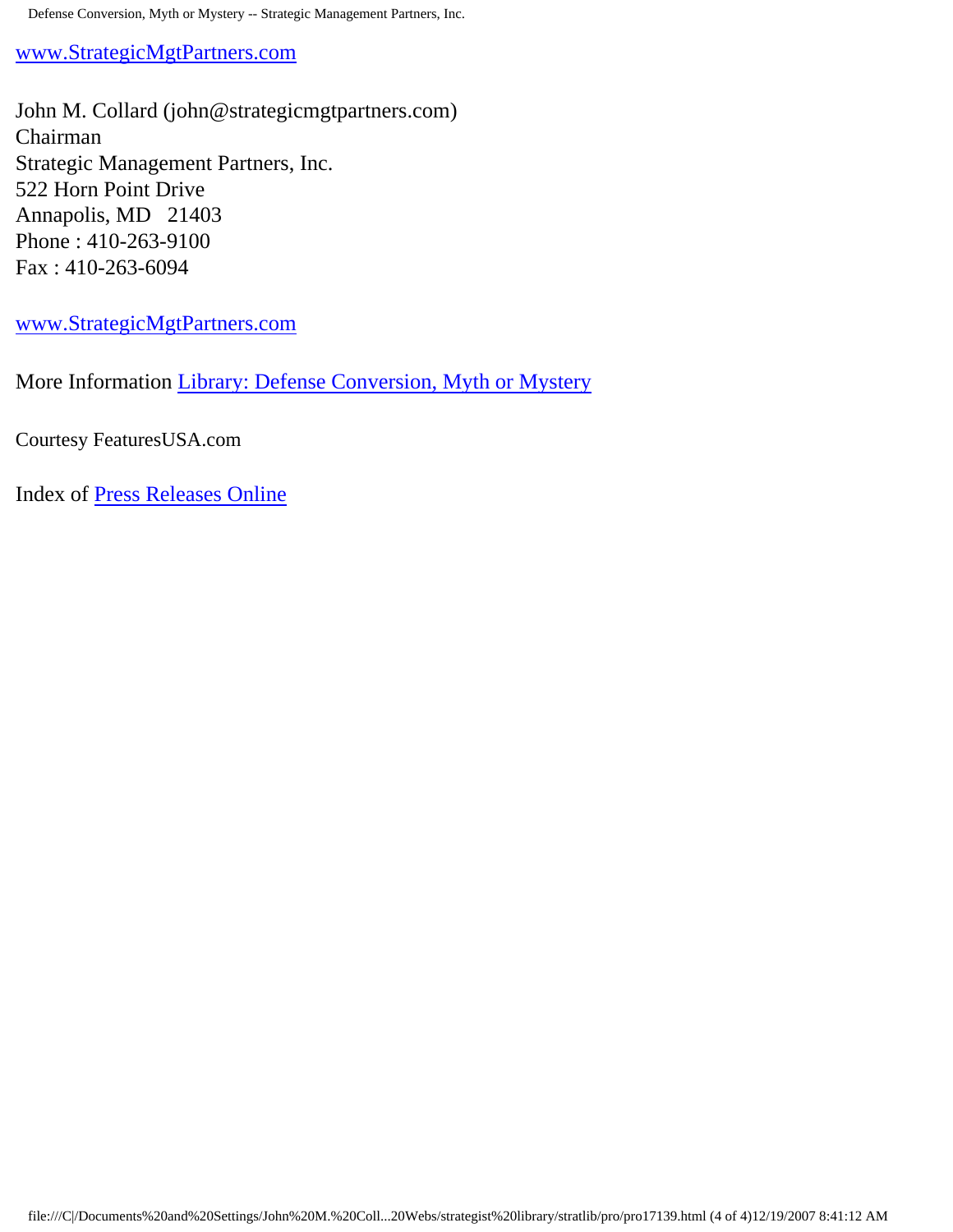[www.StrategicMgtPartners.com](http://www.StrategicMgtPartners.com)

John M. Collard (john@strategicmgtpartners.com)
Chairman
Strategic Management Partners, Inc.
522 Horn Point Drive
Annapolis, MD 21403
Phone : 410-263-9100
Fax : 410-263-6094

[www.StrategicMgtPartners.com](http://www.StrategicMgtPartners.com)

More Information [Library: Defense Conversion, Myth or Mystery]()

Courtesy FeaturesUSA.com

Index of [Press Releases Online]()